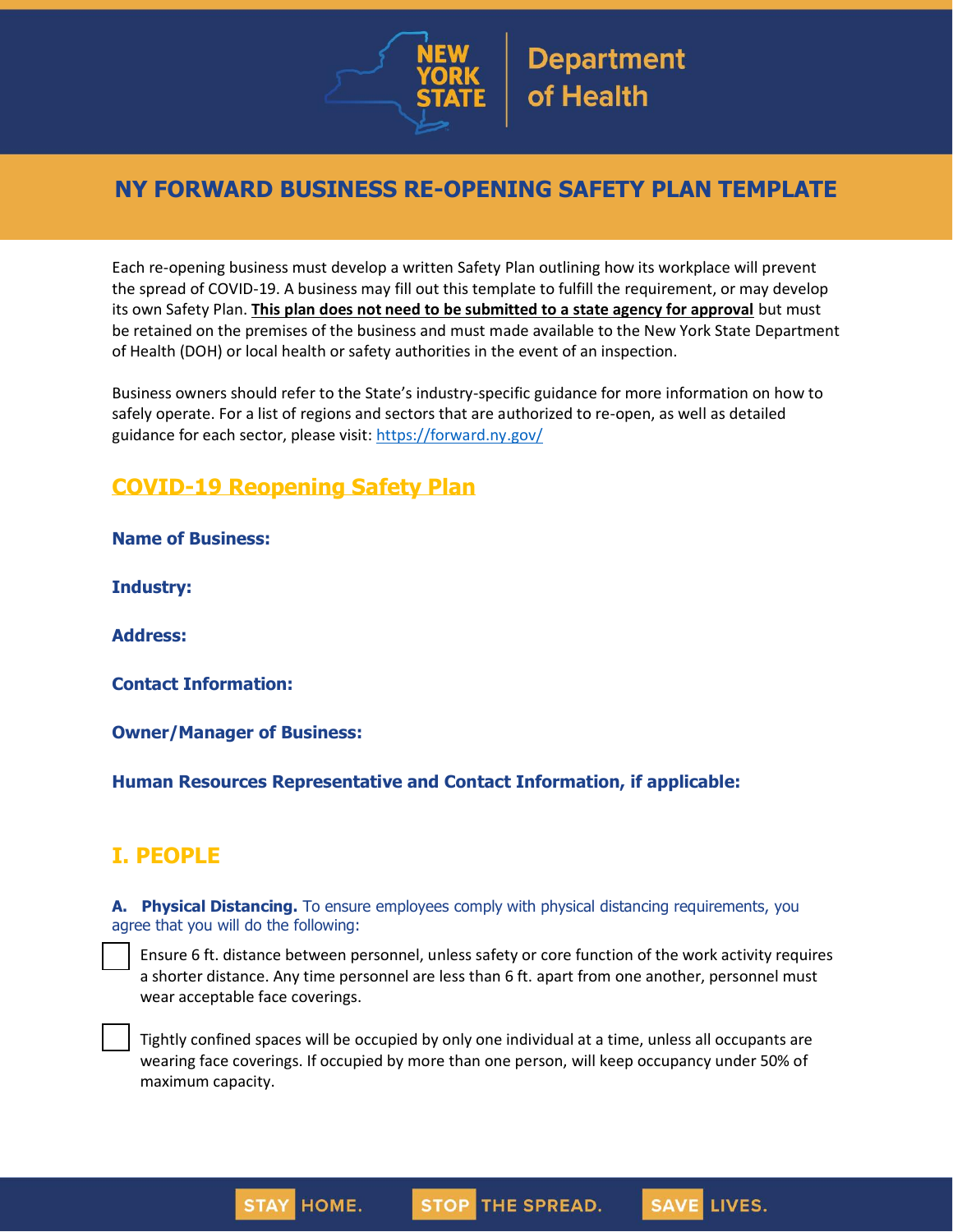# NY FORWARD BUSINESS RE-OPENING SAFETY PLAN TEMPLATE

Each re-opening business must develop a written Safety Plan outlining how its workplace will prevent the spread of COVID-19. A business may fill out this template to fulfill the requirement, or may develop its own Safety Plan. **This plan does not need to be submitted to a state agency for approval** but must be retained on the premises of the business and must made available to the New York State Department of Health (DOH) or local health or safety authorities in the event of an inspection.

Business owners should refer to the State's industry-specific guidance for more information on how to safely operate. For a list of regions and sectors that are authorized to re-open, as well as detailed guidance for each sector, please visit: https://forward.ny.gov/

## COVID-19 Reopening Safety Plan

**Name of Business:**

**Industry:**

**Address:**

**Contact Information:**

**Owner/Manager of Business:**

**Human Resources Representative and Contact Information, if applicable:**

## I. PEOPLE

**A. Physical Distancing.** To ensure employees comply with physical distancing requirements, you agree that you will do the following:

- [ ] Ensure 6 ft. distance between personnel, unless safety or core function of the work activity requires a shorter distance. Any time personnel are less than 6 ft. apart from one another, personnel must wear acceptable face coverings.

- [ ] Tightly confined spaces will be occupied by only one individual at a time, unless all occupants are wearing face coverings. If occupied by more than one person, will keep occupancy under 50% of maximum capacity.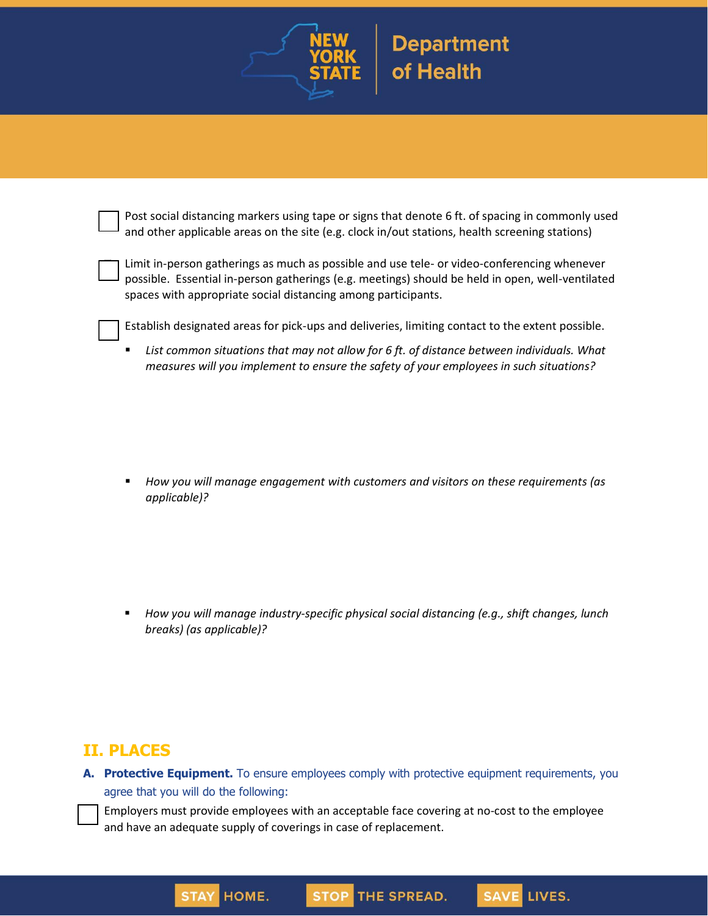- [ ] Post social distancing markers using tape or signs that denote 6 ft. of spacing in commonly used and other applicable areas on the site (e.g. clock in/out stations, health screening stations)

- [ ] Limit in-person gatherings as much as possible and use tele- or video-conferencing whenever possible. Essential in-person gatherings (e.g. meetings) should be held in open, well-ventilated spaces with appropriate social distancing among participants.

- [ ] Establish designated areas for pick-ups and deliveries, limiting contact to the extent possible.

  - *List common situations that may not allow for 6 ft. of distance between individuals. What measures will you implement to ensure the safety of your employees in such situations?*

  - *How you will manage engagement with customers and visitors on these requirements (as applicable)?*

  - *How you will manage industry-specific physical social distancing (e.g., shift changes, lunch breaks) (as applicable)?*

## II. PLACES

**A. Protective Equipment.** To ensure employees comply with protective equipment requirements, you agree that you will do the following:

- [ ] Employers must provide employees with an acceptable face covering at no-cost to the employee and have an adequate supply of coverings in case of replacement.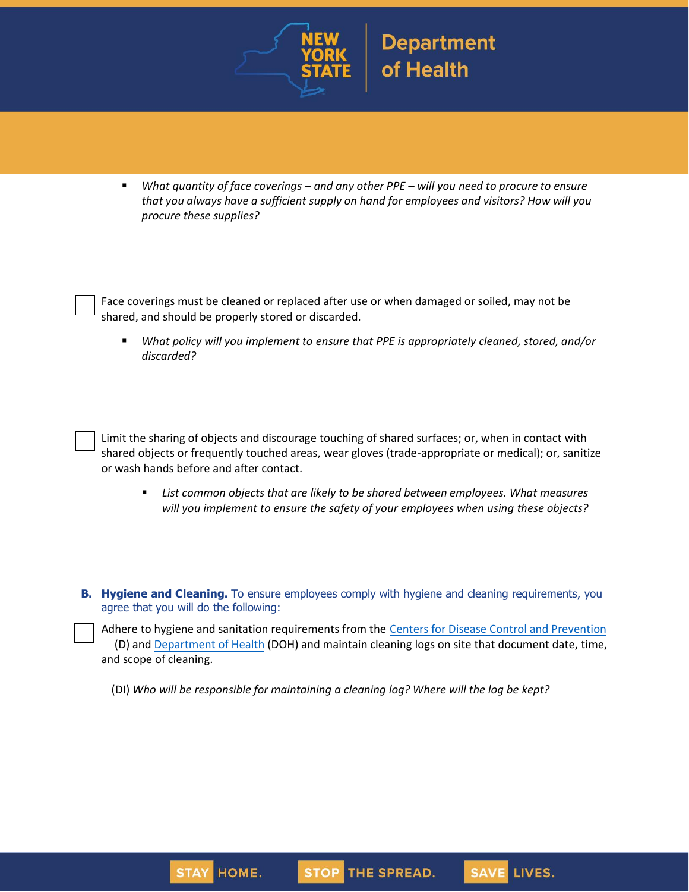- *What quantity of face coverings – and any other PPE – will you need to procure to ensure that you always have a sufficient supply on hand for employees and visitors? How will you procure these supplies?*

☐ Face coverings must be cleaned or replaced after use or when damaged or soiled, may not be shared, and should be properly stored or discarded.

- *What policy will you implement to ensure that PPE is appropriately cleaned, stored, and/or discarded?*

☐ Limit the sharing of objects and discourage touching of shared surfaces; or, when in contact with shared objects or frequently touched areas, wear gloves (trade-appropriate or medical); or, sanitize or wash hands before and after contact.

- *List common objects that are likely to be shared between employees. What measures will you implement to ensure the safety of your employees when using these objects?*

**B. Hygiene and Cleaning.** To ensure employees comply with hygiene and cleaning requirements, you agree that you will do the following:

☐ Adhere to hygiene and sanitation requirements from the [Centers for Disease Control and Prevention](Centers for Disease Control and Prevention) (D) and [Department of Health](Department of Health) (DOH) and maintain cleaning logs on site that document date, time, and scope of cleaning.

(DI) *Who will be responsible for maintaining a cleaning log? Where will the log be kept?*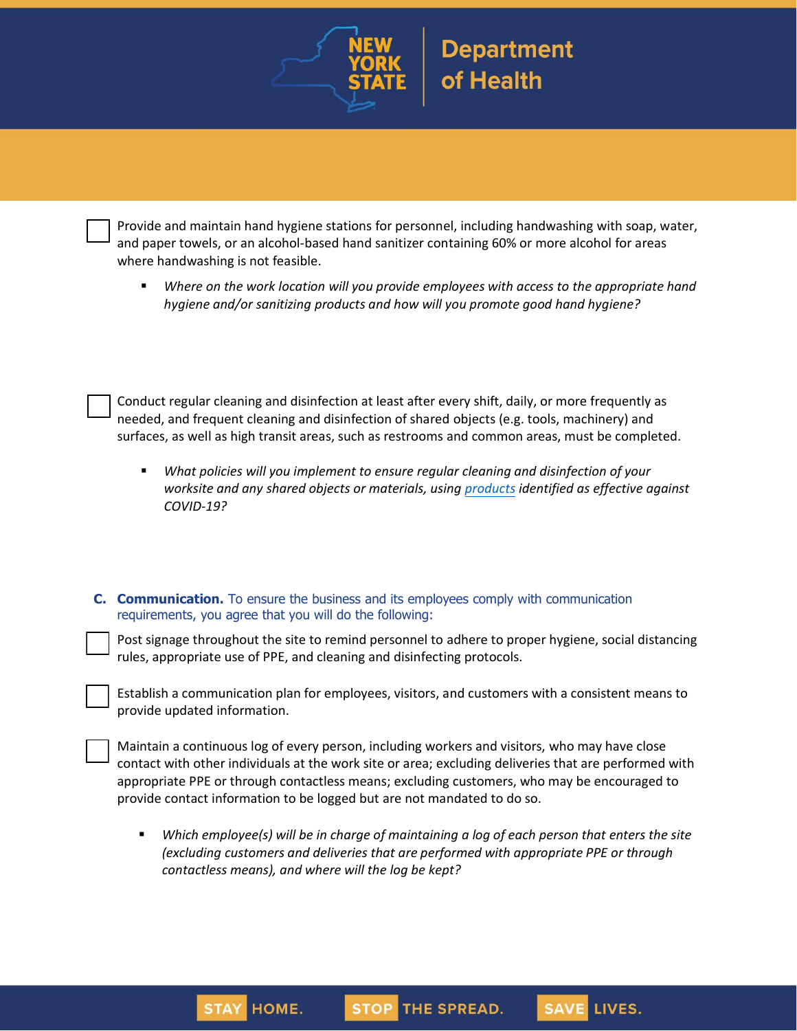- [ ] Provide and maintain hand hygiene stations for personnel, including handwashing with soap, water, and paper towels, or an alcohol-based hand sanitizer containing 60% or more alcohol for areas where handwashing is not feasible.

    - *Where on the work location will you provide employees with access to the appropriate hand hygiene and/or sanitizing products and how will you promote good hand hygiene?*

- [ ] Conduct regular cleaning and disinfection at least after every shift, daily, or more frequently as needed, and frequent cleaning and disinfection of shared objects (e.g. tools, machinery) and surfaces, as well as high transit areas, such as restrooms and common areas, must be completed.

    - *What policies will you implement to ensure regular cleaning and disinfection of your worksite and any shared objects or materials, using products identified as effective against COVID-19?*

**C. Communication.** To ensure the business and its employees comply with communication requirements, you agree that you will do the following:

- [ ] Post signage throughout the site to remind personnel to adhere to proper hygiene, social distancing rules, appropriate use of PPE, and cleaning and disinfecting protocols.

- [ ] Establish a communication plan for employees, visitors, and customers with a consistent means to provide updated information.

- [ ] Maintain a continuous log of every person, including workers and visitors, who may have close contact with other individuals at the work site or area; excluding deliveries that are performed with appropriate PPE or through contactless means; excluding customers, who may be encouraged to provide contact information to be logged but are not mandated to do so.

    - *Which employee(s) will be in charge of maintaining a log of each person that enters the site (excluding customers and deliveries that are performed with appropriate PPE or through contactless means), and where will the log be kept?*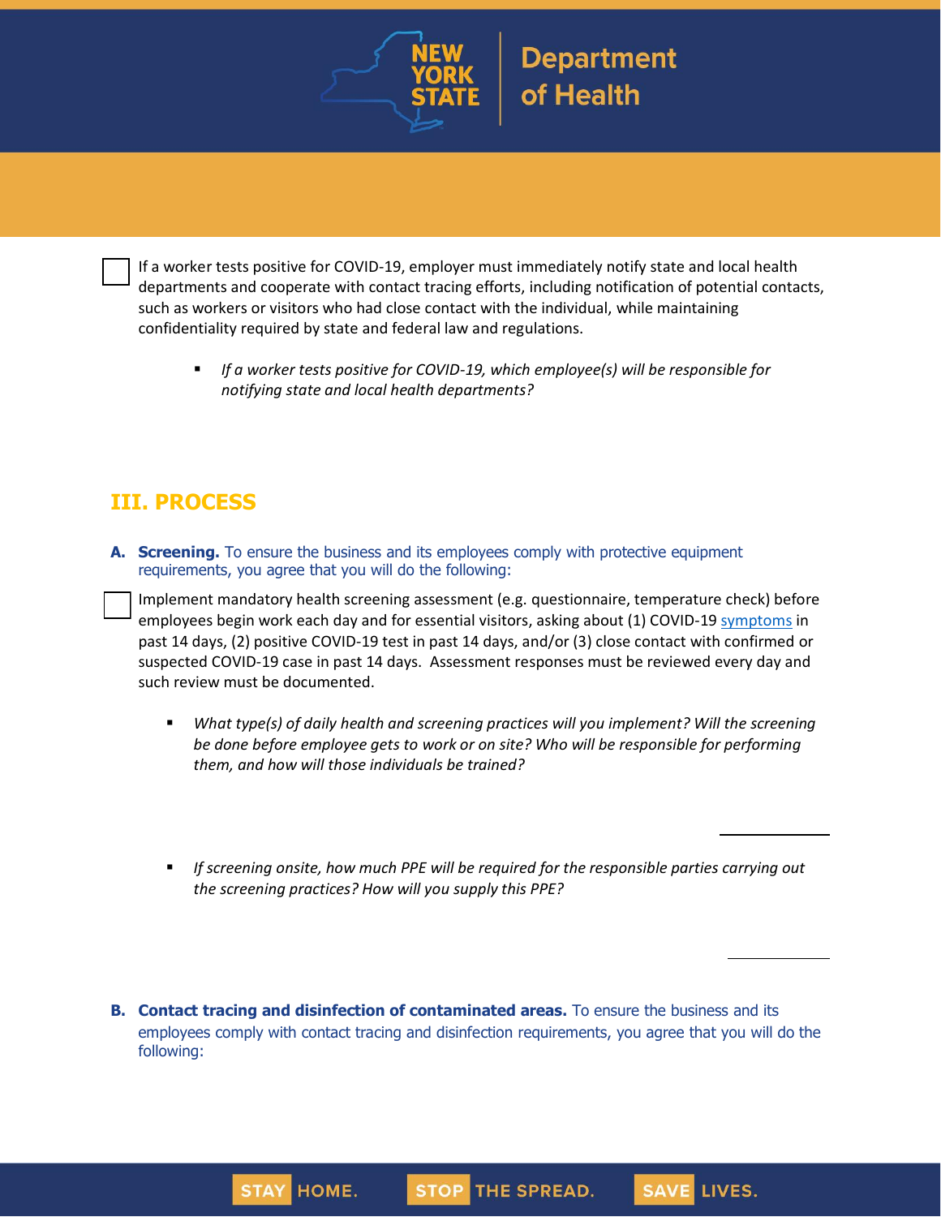- [ ] If a worker tests positive for COVID-19, employer must immediately notify state and local health departments and cooperate with contact tracing efforts, including notification of potential contacts, such as workers or visitors who had close contact with the individual, while maintaining confidentiality required by state and federal law and regulations.

  - *If a worker tests positive for COVID-19, which employee(s) will be responsible for notifying state and local health departments?*

## III. PROCESS

**A. Screening.** To ensure the business and its employees comply with protective equipment requirements, you agree that you will do the following:

- [ ] Implement mandatory health screening assessment (e.g. questionnaire, temperature check) before employees begin work each day and for essential visitors, asking about (1) COVID-19 symptoms in past 14 days, (2) positive COVID-19 test in past 14 days, and/or (3) close contact with confirmed or suspected COVID-19 case in past 14 days. Assessment responses must be reviewed every day and such review must be documented.

  - *What type(s) of daily health and screening practices will you implement? Will the screening be done before employee gets to work or on site? Who will be responsible for performing them, and how will those individuals be trained?*

  - *If screening onsite, how much PPE will be required for the responsible parties carrying out the screening practices? How will you supply this PPE?*

**B. Contact tracing and disinfection of contaminated areas.** To ensure the business and its employees comply with contact tracing and disinfection requirements, you agree that you will do the following: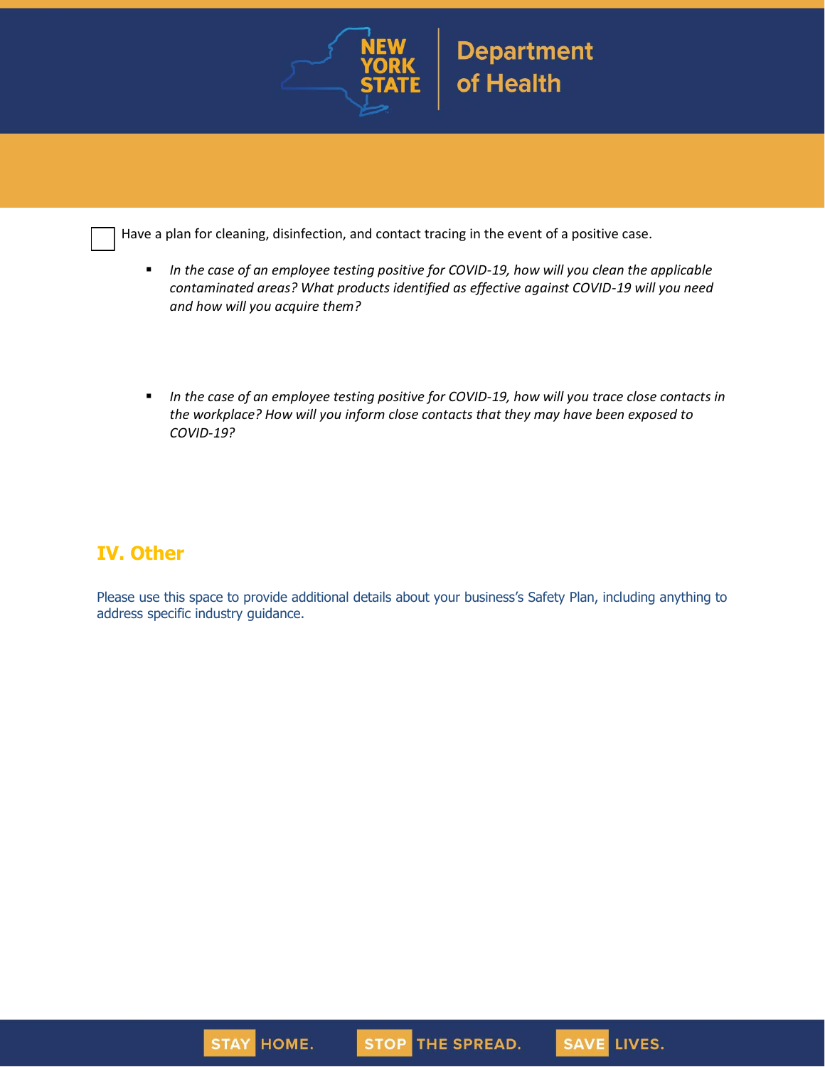☐ Have a plan for cleaning, disinfection, and contact tracing in the event of a positive case.

- *In the case of an employee testing positive for COVID-19, how will you clean the applicable contaminated areas? What products identified as effective against COVID-19 will you need and how will you acquire them?*

- *In the case of an employee testing positive for COVID-19, how will you trace close contacts in the workplace? How will you inform close contacts that they may have been exposed to COVID-19?*

## IV. Other

Please use this space to provide additional details about your business's Safety Plan, including anything to address specific industry guidance.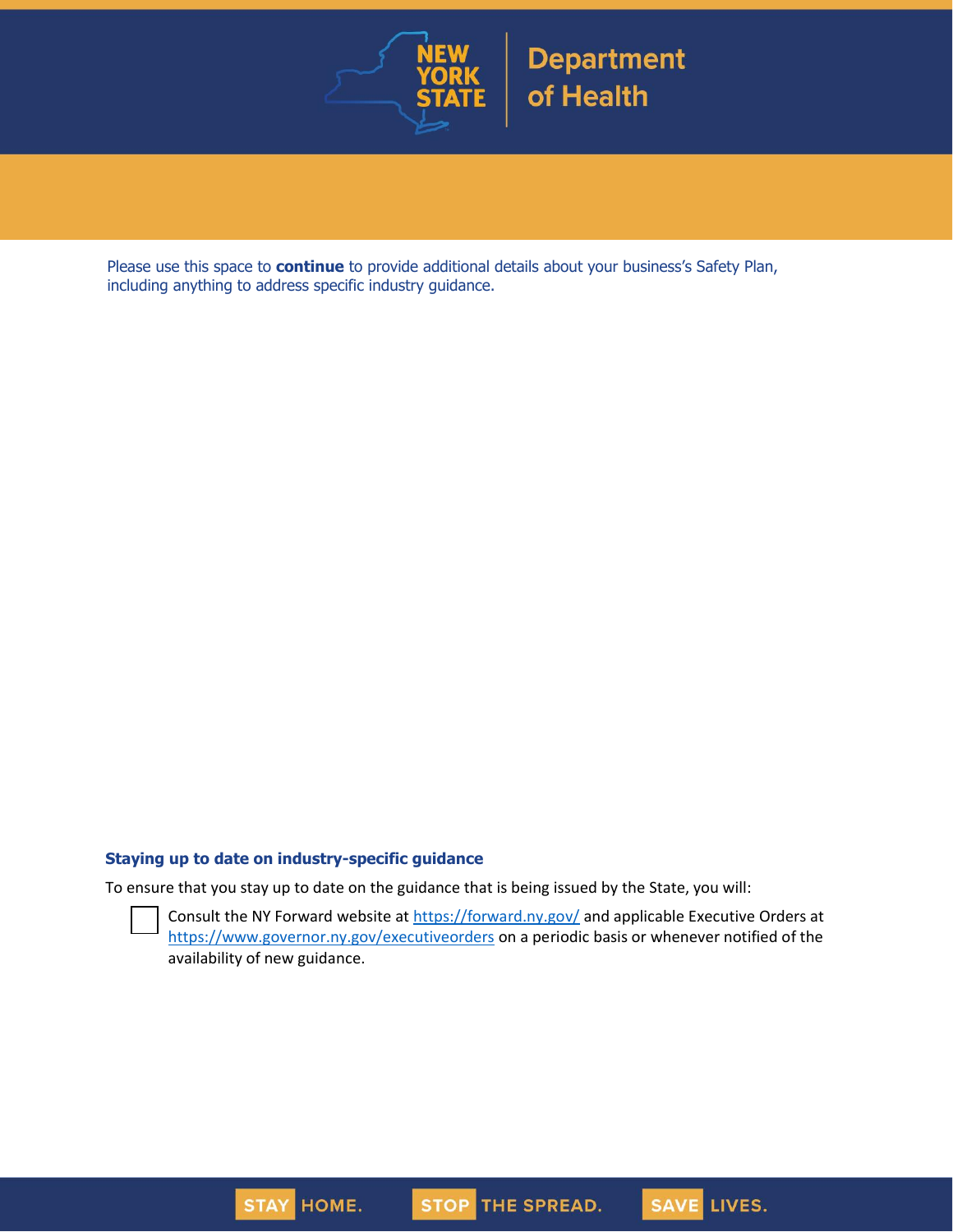Please use this space to **continue** to provide additional details about your business's Safety Plan, including anything to address specific industry guidance.

**Staying up to date on industry-specific guidance**

To ensure that you stay up to date on the guidance that is being issued by the State, you will:

- [ ] Consult the NY Forward website at https://forward.ny.gov/ and applicable Executive Orders at https://www.governor.ny.gov/executiveorders on a periodic basis or whenever notified of the availability of new guidance.